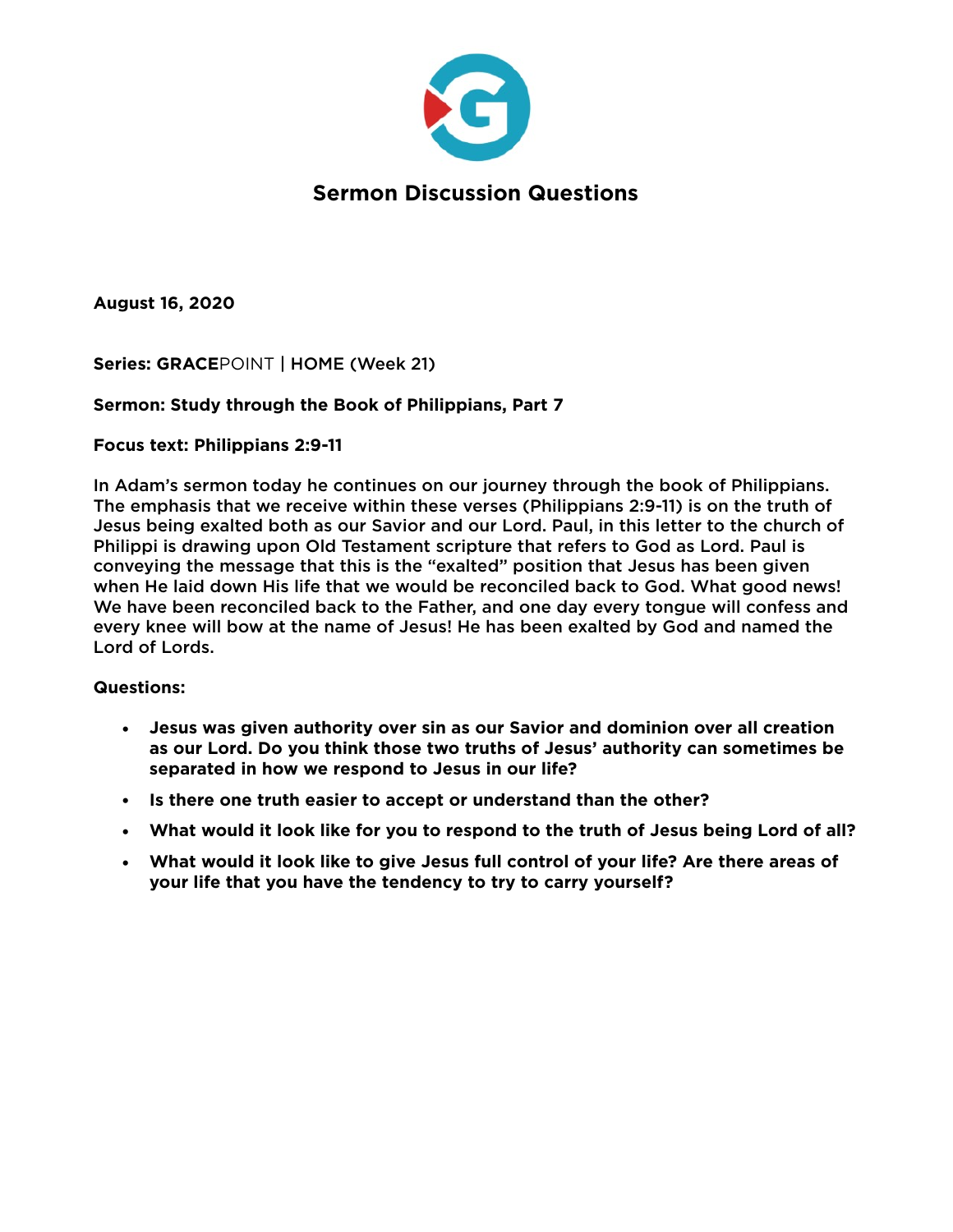# Sermon Discussion Questions

**August 16, 2020**

**Series: GRACE**POINT **| HOME (Week 21)**

**Sermon: Study through the Book of Philippians, Part 7**

**Focus text: Philippians 2:9-11**

In Adam's sermon today he continues on our journey through the book of Philippians. The emphasis that we receive within these verses (Philippians 2:9-11) is on the truth of Jesus being exalted both as our Savior and our Lord. Paul, in this letter to the church of Philippi is drawing upon Old Testament scripture that refers to God as Lord. Paul is conveying the message that this is the "exalted" position that Jesus has been given when He laid down His life that we would be reconciled back to God. What good news! We have been reconciled back to the Father, and one day every tongue will confess and every knee will bow at the name of Jesus! He has been exalted by God and named the Lord of Lords.

**Questions:**

- **Jesus was given authority over sin as our Savior and dominion over all creation as our Lord. Do you think those two truths of Jesus' authority can sometimes be separated in how we respond to Jesus in our life?**
- **Is there one truth easier to accept or understand than the other?**
- **What would it look like for you to respond to the truth of Jesus being Lord of all?**
- **What would it look like to give Jesus full control of your life? Are there areas of your life that you have the tendency to try to carry yourself?**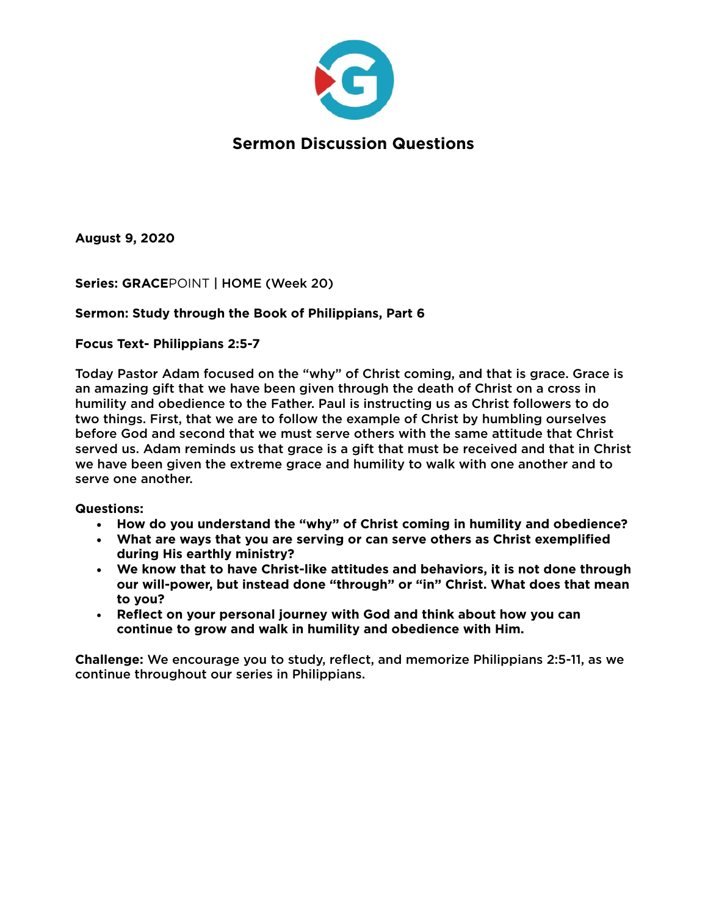# Sermon Discussion Questions

**August 9, 2020**

**Series: GRACE**POINT **| HOME (Week 20)**

**Sermon: Study through the Book of Philippians, Part 6**

**Focus Text- Philippians 2:5-7**

Today Pastor Adam focused on the "why" of Christ coming, and that is grace. Grace is an amazing gift that we have been given through the death of Christ on a cross in humility and obedience to the Father. Paul is instructing us as Christ followers to do two things. First, that we are to follow the example of Christ by humbling ourselves before God and second that we must serve others with the same attitude that Christ served us. Adam reminds us that grace is a gift that must be received and that in Christ we have been given the extreme grace and humility to walk with one another and to serve one another.

**Questions:**

- **How do you understand the "why" of Christ coming in humility and obedience?**
- **What are ways that you are serving or can serve others as Christ exemplified during His earthly ministry?**
- **We know that to have Christ-like attitudes and behaviors, it is not done through our will-power, but instead done "through" or "in" Christ. What does that mean to you?**
- **Reflect on your personal journey with God and think about how you can continue to grow and walk in humility and obedience with Him.**

**Challenge:** We encourage you to study, reflect, and memorize Philippians 2:5-11, as we continue throughout our series in Philippians.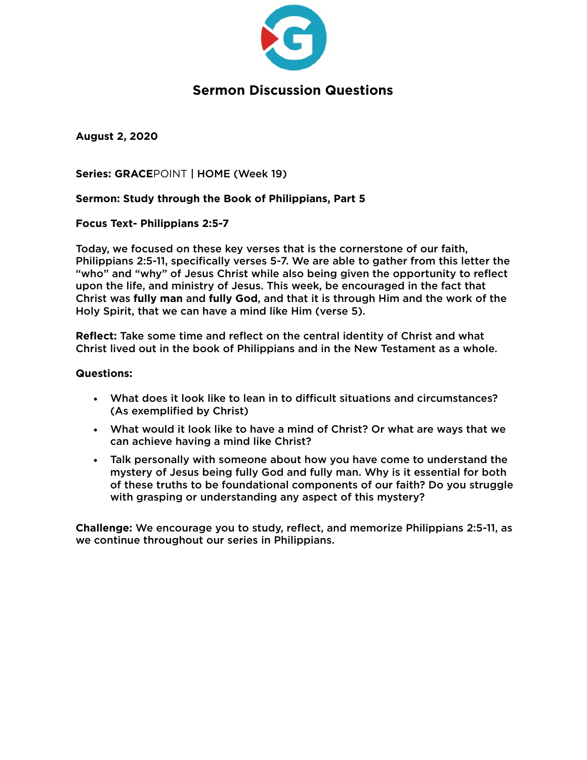# Sermon Discussion Questions

**August 2, 2020**

**Series: GRACE**POINT | **HOME (Week 19)**

**Sermon: Study through the Book of Philippians, Part 5**

**Focus Text- Philippians 2:5-7**

Today, we focused on these key verses that is the cornerstone of our faith, Philippians 2:5-11, specifically verses 5-7. We are able to gather from this letter the "who" and "why" of Jesus Christ while also being given the opportunity to reflect upon the life, and ministry of Jesus. This week, be encouraged in the fact that Christ was **fully man** and **fully God**, and that it is through Him and the work of the Holy Spirit, that we can have a mind like Him (verse 5).

**Reflect:** Take some time and reflect on the central identity of Christ and what Christ lived out in the book of Philippians and in the New Testament as a whole.

**Questions:**

- What does it look like to lean in to difficult situations and circumstances? (As exemplified by Christ)
- What would it look like to have a mind of Christ? Or what are ways that we can achieve having a mind like Christ?
- Talk personally with someone about how you have come to understand the mystery of Jesus being fully God and fully man. Why is it essential for both of these truths to be foundational components of our faith? Do you struggle with grasping or understanding any aspect of this mystery?

**Challenge:** We encourage you to study, reflect, and memorize Philippians 2:5-11, as we continue throughout our series in Philippians.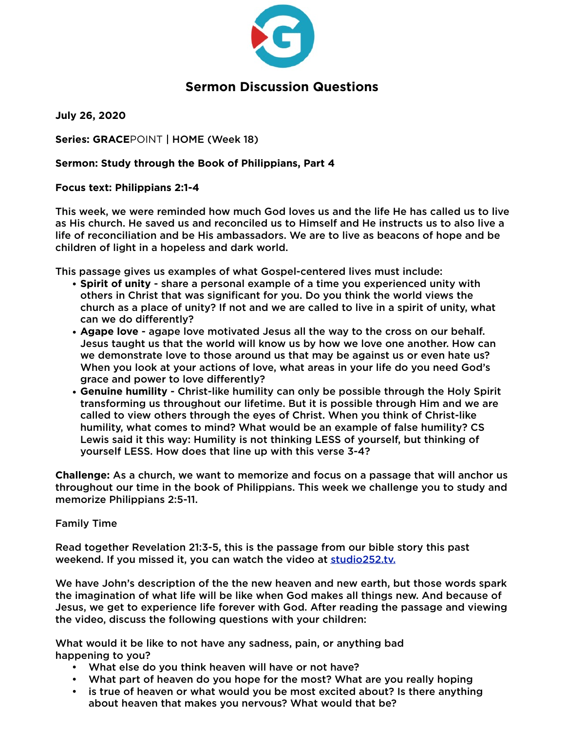# Sermon Discussion Questions

**July 26, 2020**

**Series: GRACEPOINT | HOME (Week 18)**

**Sermon: Study through the Book of Philippians, Part 4**

**Focus text: Philippians 2:1-4**

This week, we were reminded how much God loves us and the life He has called us to live as His church. He saved us and reconciled us to Himself and He instructs us to also live a life of reconciliation and be His ambassadors. We are to live as beacons of hope and be children of light in a hopeless and dark world.

This passage gives us examples of what Gospel-centered lives must include:

- **Spirit of unity** - share a personal example of a time you experienced unity with others in Christ that was significant for you. Do you think the world views the church as a place of unity? If not and we are called to live in a spirit of unity, what can we do differently?
- **Agape love** - agape love motivated Jesus all the way to the cross on our behalf. Jesus taught us that the world will know us by how we love one another. How can we demonstrate love to those around us that may be against us or even hate us? When you look at your actions of love, what areas in your life do you need God's grace and power to love differently?
- **Genuine humility** - Christ-like humility can only be possible through the Holy Spirit transforming us throughout our lifetime. But it is possible through Him and we are called to view others through the eyes of Christ. When you think of Christ-like humility, what comes to mind? What would be an example of false humility? CS Lewis said it this way: Humility is not thinking LESS of yourself, but thinking of yourself LESS. How does that line up with this verse 3-4?

**Challenge:** As a church, we want to memorize and focus on a passage that will anchor us throughout our time in the book of Philippians. This week we challenge you to study and memorize Philippians 2:5-11.

Family Time

Read together Revelation 21:3-5, this is the passage from our bible story this past weekend. If you missed it, you can watch the video at [studio252.tv.](studio252.tv)

We have John's description of the the new heaven and new earth, but those words spark the imagination of what life will be like when God makes all things new. And because of Jesus, we get to experience life forever with God. After reading the passage and viewing the video, discuss the following questions with your children:

What would it be like to not have any sadness, pain, or anything bad happening to you?

- What else do you think heaven will have or not have?
- What part of heaven do you hope for the most? What are you really hoping
- is true of heaven or what would you be most excited about? Is there anything about heaven that makes you nervous? What would that be?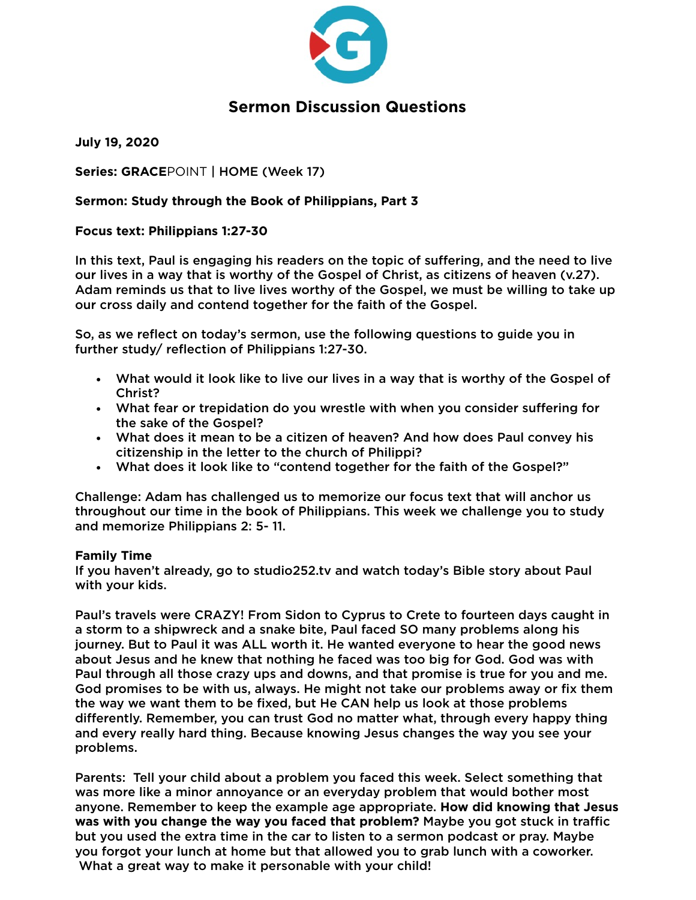# Sermon Discussion Questions

**July 19, 2020**

**Series: GRACE**POINT | **HOME (Week 17)**

**Sermon: Study through the Book of Philippians, Part 3**

**Focus text: Philippians 1:27-30**

In this text, Paul is engaging his readers on the topic of suffering, and the need to live our lives in a way that is worthy of the Gospel of Christ, as citizens of heaven (v.27). Adam reminds us that to live lives worthy of the Gospel, we must be willing to take up our cross daily and contend together for the faith of the Gospel.

So, as we reflect on today's sermon, use the following questions to guide you in further study/ reflection of Philippians 1:27-30.

- What would it look like to live our lives in a way that is worthy of the Gospel of Christ?
- What fear or trepidation do you wrestle with when you consider suffering for the sake of the Gospel?
- What does it mean to be a citizen of heaven? And how does Paul convey his citizenship in the letter to the church of Philippi?
- What does it look like to "contend together for the faith of the Gospel?"

Challenge: Adam has challenged us to memorize our focus text that will anchor us throughout our time in the book of Philippians. This week we challenge you to study and memorize Philippians 2: 5- 11.

**Family Time**

If you haven't already, go to studio252.tv and watch today's Bible story about Paul with your kids.

Paul's travels were CRAZY! From Sidon to Cyprus to Crete to fourteen days caught in a storm to a shipwreck and a snake bite, Paul faced SO many problems along his journey. But to Paul it was ALL worth it. He wanted everyone to hear the good news about Jesus and he knew that nothing he faced was too big for God. God was with Paul through all those crazy ups and downs, and that promise is true for you and me. God promises to be with us, always. He might not take our problems away or fix them the way we want them to be fixed, but He CAN help us look at those problems differently. Remember, you can trust God no matter what, through every happy thing and every really hard thing. Because knowing Jesus changes the way you see your problems.

Parents: Tell your child about a problem you faced this week. Select something that was more like a minor annoyance or an everyday problem that would bother most anyone. Remember to keep the example age appropriate. **How did knowing that Jesus was with you change the way you faced that problem?** Maybe you got stuck in traffic but you used the extra time in the car to listen to a sermon podcast or pray. Maybe you forgot your lunch at home but that allowed you to grab lunch with a coworker. What a great way to make it personable with your child!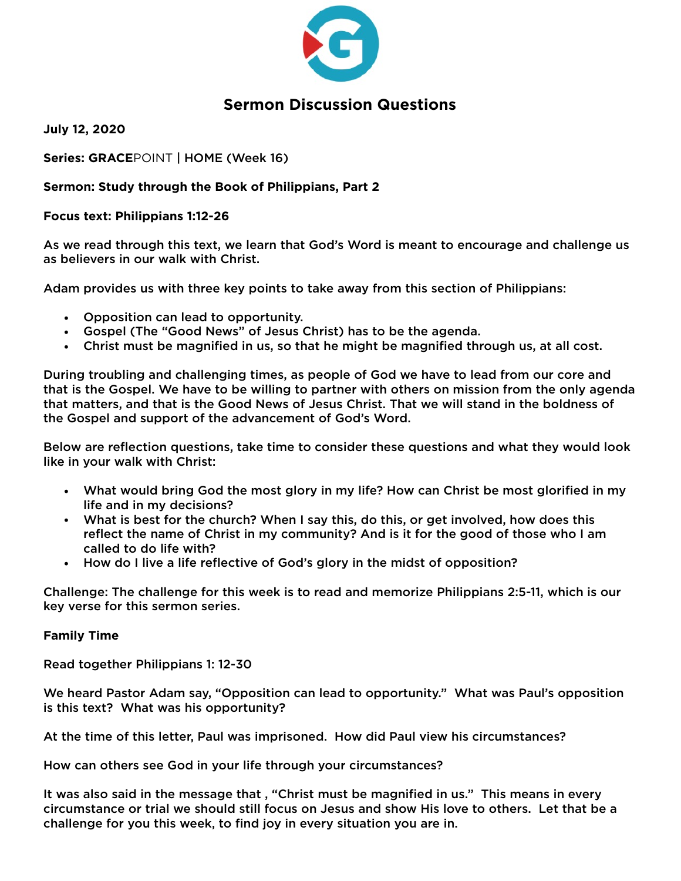# Sermon Discussion Questions

**July 12, 2020**

**Series: GRACE**POINT **| HOME (Week 16)**

**Sermon: Study through the Book of Philippians, Part 2**

**Focus text: Philippians 1:12-26**

As we read through this text, we learn that God's Word is meant to encourage and challenge us as believers in our walk with Christ.

Adam provides us with three key points to take away from this section of Philippians:

- Opposition can lead to opportunity.
- Gospel (The "Good News" of Jesus Christ) has to be the agenda.
- Christ must be magnified in us, so that he might be magnified through us, at all cost.

During troubling and challenging times, as people of God we have to lead from our core and that is the Gospel. We have to be willing to partner with others on mission from the only agenda that matters, and that is the Good News of Jesus Christ. That we will stand in the boldness of the Gospel and support of the advancement of God's Word.

Below are reflection questions, take time to consider these questions and what they would look like in your walk with Christ:

- What would bring God the most glory in my life? How can Christ be most glorified in my life and in my decisions?
- What is best for the church? When I say this, do this, or get involved, how does this reflect the name of Christ in my community? And is it for the good of those who I am called to do life with?
- How do I live a life reflective of God's glory in the midst of opposition?

Challenge: The challenge for this week is to read and memorize Philippians 2:5-11, which is our key verse for this sermon series.

**Family Time**

Read together Philippians 1: 12-30

We heard Pastor Adam say, "Opposition can lead to opportunity." What was Paul's opposition is this text? What was his opportunity?

At the time of this letter, Paul was imprisoned. How did Paul view his circumstances?

How can others see God in your life through your circumstances?

It was also said in the message that , "Christ must be magnified in us." This means in every circumstance or trial we should still focus on Jesus and show His love to others. Let that be a challenge for you this week, to find joy in every situation you are in.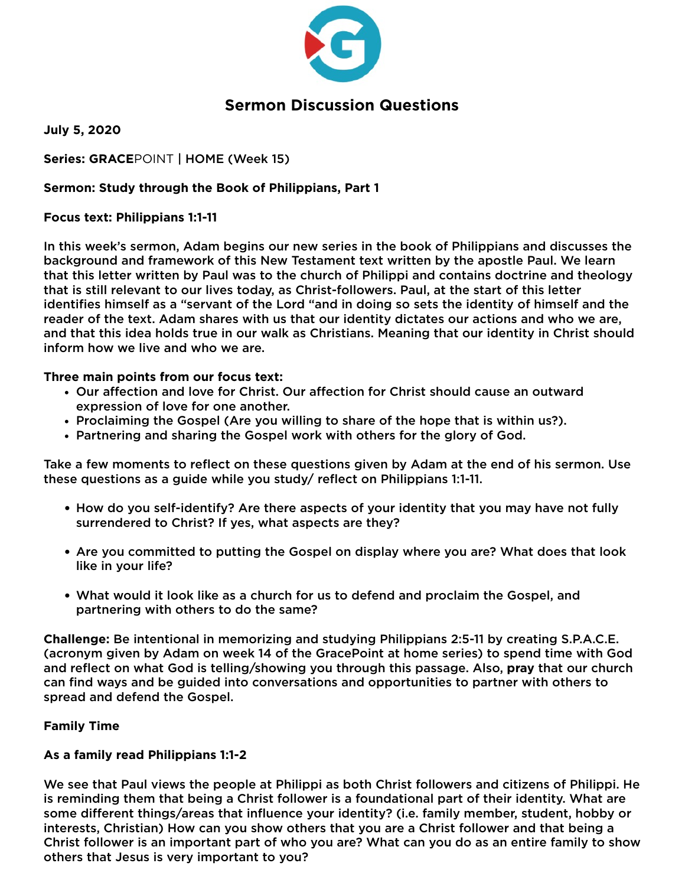# Sermon Discussion Questions

**July 5, 2020**

**Series: GRACE**POINT | **HOME (Week 15)**

**Sermon: Study through the Book of Philippians, Part 1**

**Focus text: Philippians 1:1-11**

In this week's sermon, Adam begins our new series in the book of Philippians and discusses the background and framework of this New Testament text written by the apostle Paul. We learn that this letter written by Paul was to the church of Philippi and contains doctrine and theology that is still relevant to our lives today, as Christ-followers. Paul, at the start of this letter identifies himself as a "servant of the Lord "and in doing so sets the identity of himself and the reader of the text. Adam shares with us that our identity dictates our actions and who we are, and that this idea holds true in our walk as Christians. Meaning that our identity in Christ should inform how we live and who we are.

**Three main points from our focus text:**

- Our affection and love for Christ. Our affection for Christ should cause an outward expression of love for one another.
- Proclaiming the Gospel (Are you willing to share of the hope that is within us?).
- Partnering and sharing the Gospel work with others for the glory of God.

Take a few moments to reflect on these questions given by Adam at the end of his sermon. Use these questions as a guide while you study/ reflect on Philippians 1:1-11.

- How do you self-identify? Are there aspects of your identity that you may have not fully surrendered to Christ? If yes, what aspects are they?

- Are you committed to putting the Gospel on display where you are? What does that look like in your life?

- What would it look like as a church for us to defend and proclaim the Gospel, and partnering with others to do the same?

**Challenge:** Be intentional in memorizing and studying Philippians 2:5-11 by creating S.P.A.C.E. (acronym given by Adam on week 14 of the GracePoint at home series) to spend time with God and reflect on what God is telling/showing you through this passage. Also, **pray** that our church can find ways and be guided into conversations and opportunities to partner with others to spread and defend the Gospel.

**Family Time**

**As a family read Philippians 1:1-2**

We see that Paul views the people at Philippi as both Christ followers and citizens of Philippi. He is reminding them that being a Christ follower is a foundational part of their identity. What are some different things/areas that influence your identity? (i.e. family member, student, hobby or interests, Christian) How can you show others that you are a Christ follower and that being a Christ follower is an important part of who you are? What can you do as an entire family to show others that Jesus is very important to you?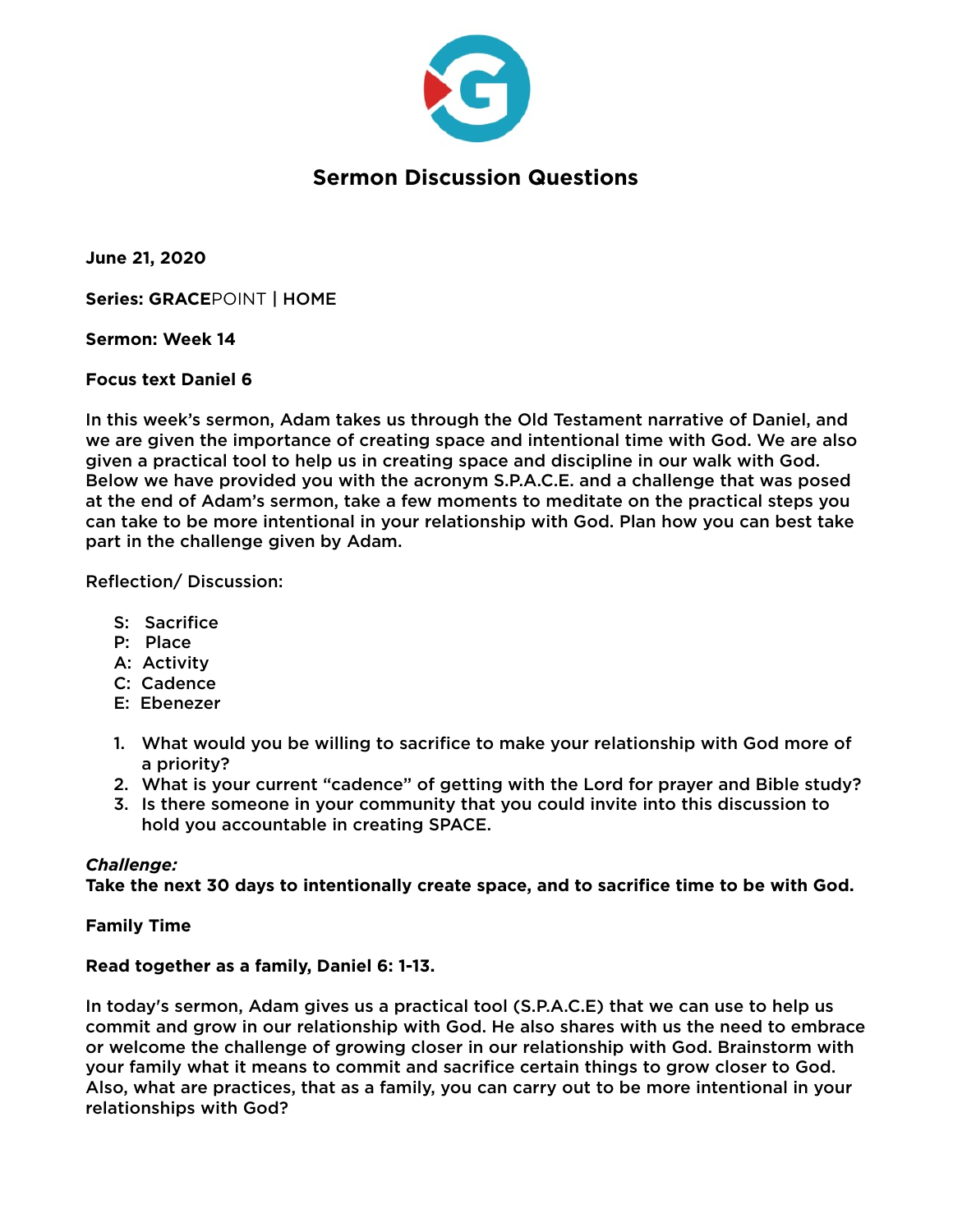# Sermon Discussion Questions

**June 21, 2020**

**Series: GRACE**POINT **| HOME**

**Sermon: Week 14**

**Focus text Daniel 6**

In this week's sermon, Adam takes us through the Old Testament narrative of Daniel, and we are given the importance of creating space and intentional time with God. We are also given a practical tool to help us in creating space and discipline in our walk with God. Below we have provided you with the acronym S.P.A.C.E. and a challenge that was posed at the end of Adam's sermon, take a few moments to meditate on the practical steps you can take to be more intentional in your relationship with God. Plan how you can best take part in the challenge given by Adam.

Reflection/ Discussion:

- S: Sacrifice
- P: Place
- A: Activity
- C: Cadence
- E: Ebenezer

1. What would you be willing to sacrifice to make your relationship with God more of a priority?
2. What is your current "cadence" of getting with the Lord for prayer and Bible study?
3. Is there someone in your community that you could invite into this discussion to hold you accountable in creating SPACE.

***Challenge:***
**Take the next 30 days to intentionally create space, and to sacrifice time to be with God.**

**Family Time**

**Read together as a family, Daniel 6: 1-13.**

In today's sermon, Adam gives us a practical tool (S.P.A.C.E) that we can use to help us commit and grow in our relationship with God. He also shares with us the need to embrace or welcome the challenge of growing closer in our relationship with God. Brainstorm with your family what it means to commit and sacrifice certain things to grow closer to God. Also, what are practices, that as a family, you can carry out to be more intentional in your relationships with God?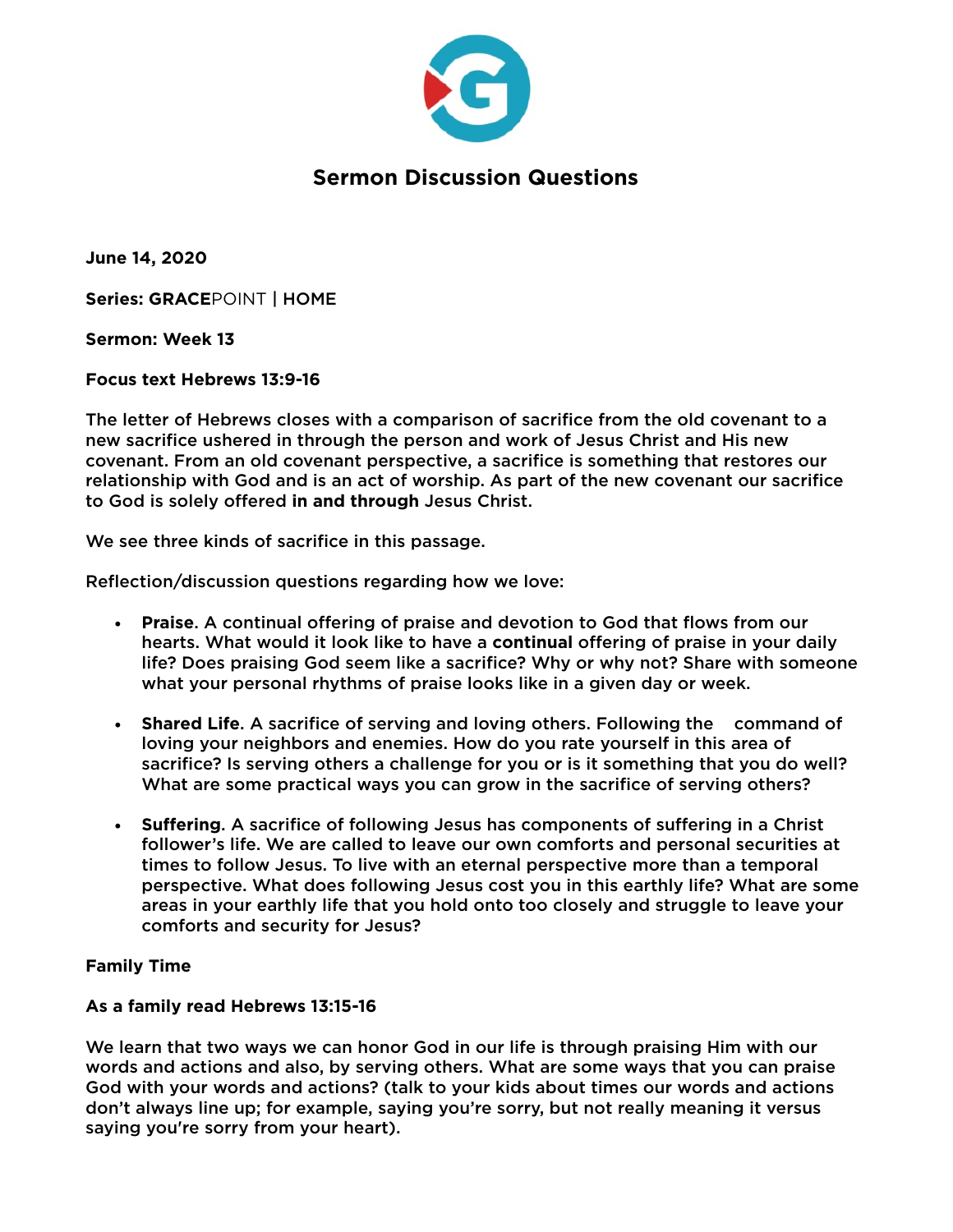# Sermon Discussion Questions

**June 14, 2020**

**Series: GRACE**POINT | **HOME**

**Sermon: Week 13**

**Focus text Hebrews 13:9-16**

The letter of Hebrews closes with a comparison of sacrifice from the old covenant to a new sacrifice ushered in through the person and work of Jesus Christ and His new covenant. From an old covenant perspective, a sacrifice is something that restores our relationship with God and is an act of worship. As part of the new covenant our sacrifice to God is solely offered **in and through** Jesus Christ.

We see three kinds of sacrifice in this passage.

Reflection/discussion questions regarding how we love:

- **Praise**. A continual offering of praise and devotion to God that flows from our hearts. What would it look like to have a **continual** offering of praise in your daily life? Does praising God seem like a sacrifice? Why or why not? Share with someone what your personal rhythms of praise looks like in a given day or week.
- **Shared Life**. A sacrifice of serving and loving others. Following the command of loving your neighbors and enemies. How do you rate yourself in this area of sacrifice? Is serving others a challenge for you or is it something that you do well? What are some practical ways you can grow in the sacrifice of serving others?
- **Suffering**. A sacrifice of following Jesus has components of suffering in a Christ follower's life. We are called to leave our own comforts and personal securities at times to follow Jesus. To live with an eternal perspective more than a temporal perspective. What does following Jesus cost you in this earthly life? What are some areas in your earthly life that you hold onto too closely and struggle to leave your comforts and security for Jesus?

**Family Time**

**As a family read Hebrews 13:15-16**

We learn that two ways we can honor God in our life is through praising Him with our words and actions and also, by serving others. What are some ways that you can praise God with your words and actions? (talk to your kids about times our words and actions don't always line up; for example, saying you're sorry, but not really meaning it versus saying you're sorry from your heart).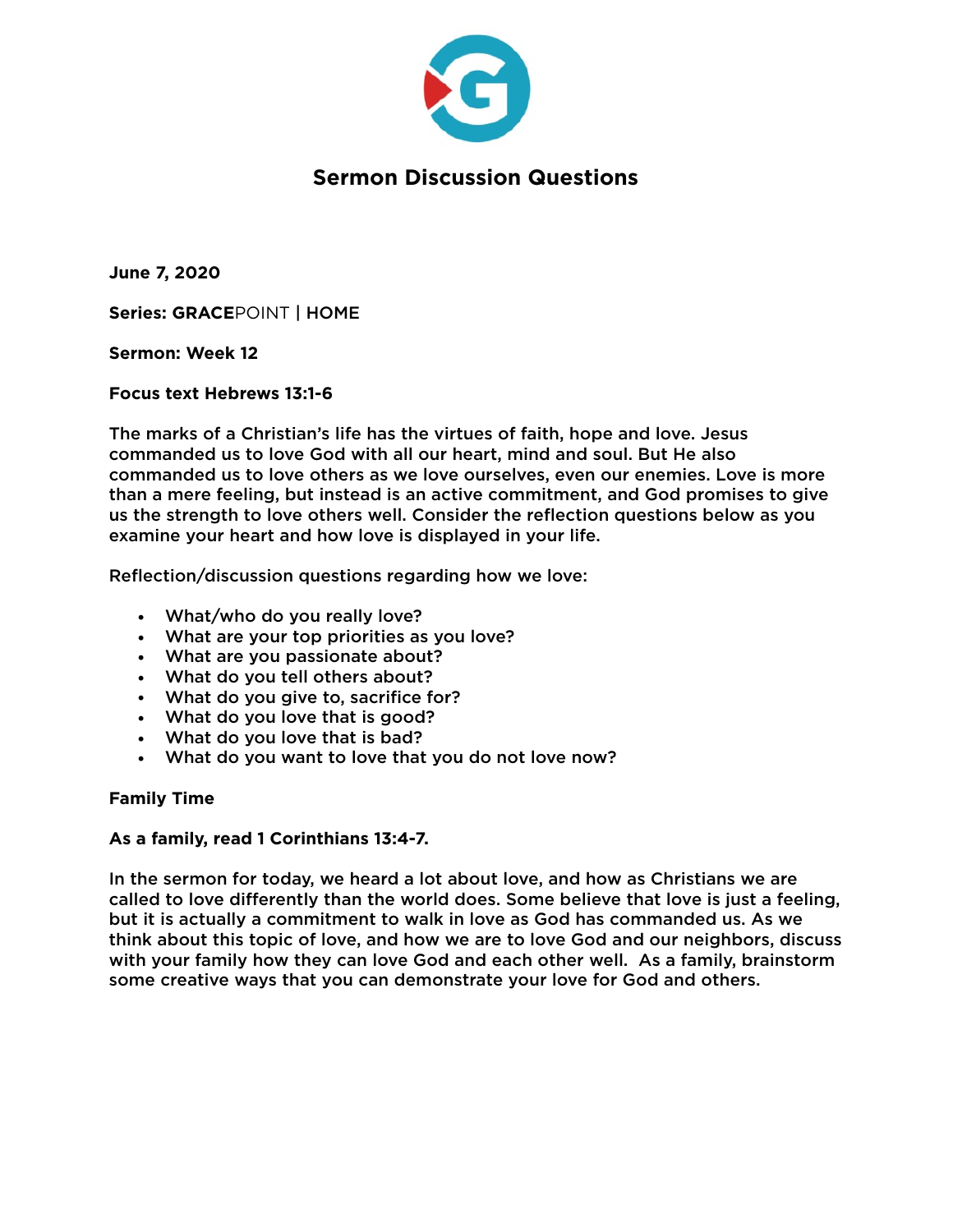# Sermon Discussion Questions

**June 7, 2020**

**Series: GRACE**POINT | **HOME**

**Sermon: Week 12**

**Focus text Hebrews 13:1-6**

**The marks of a Christian's life has the virtues of faith, hope and love. Jesus commanded us to love God with all our heart, mind and soul. But He also commanded us to love others as we love ourselves, even our enemies. Love is more than a mere feeling, but instead is an active commitment, and God promises to give us the strength to love others well. Consider the reflection questions below as you examine your heart and how love is displayed in your life.**

Reflection/discussion questions regarding how we love:

- What/who do you really love?
- What are your top priorities as you love?
- What are you passionate about?
- What do you tell others about?
- What do you give to, sacrifice for?
- What do you love that is good?
- What do you love that is bad?
- What do you want to love that you do not love now?

**Family Time**

**As a family, read 1 Corinthians 13:4-7.**

**In the sermon for today, we heard a lot about love, and how as Christians we are called to love differently than the world does. Some believe that love is just a feeling, but it is actually a commitment to walk in love as God has commanded us. As we think about this topic of love, and how we are to love God and our neighbors, discuss with your family how they can love God and each other well. As a family, brainstorm some creative ways that you can demonstrate your love for God and others.**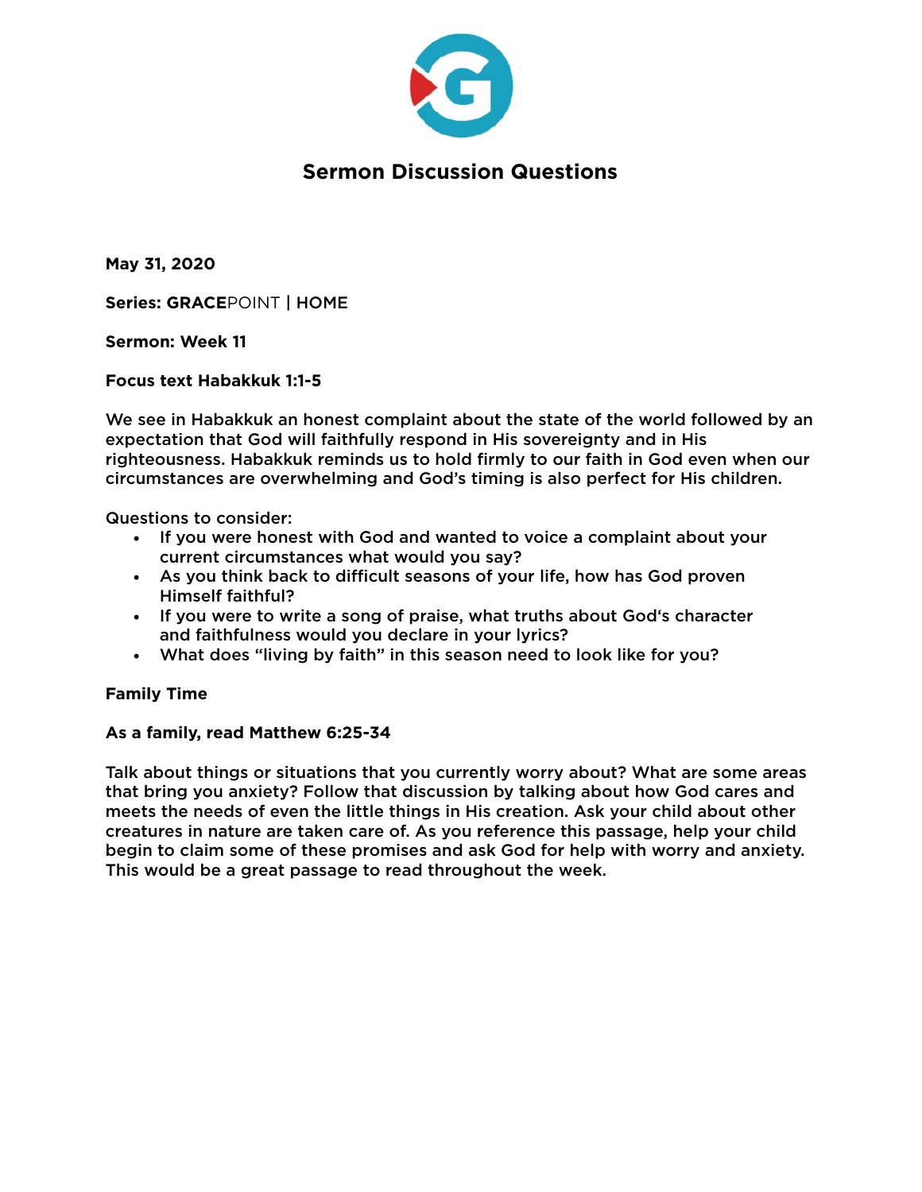## Sermon Discussion Questions

**May 31, 2020**

**Series: GRACE**POINT **| HOME**

**Sermon: Week 11**

**Focus text Habakkuk 1:1-5**

We see in Habakkuk an honest complaint about the state of the world followed by an expectation that God will faithfully respond in His sovereignty and in His righteousness. Habakkuk reminds us to hold firmly to our faith in God even when our circumstances are overwhelming and God's timing is also perfect for His children.

Questions to consider:

- If you were honest with God and wanted to voice a complaint about your current circumstances what would you say?
- As you think back to difficult seasons of your life, how has God proven Himself faithful?
- If you were to write a song of praise, what truths about God's character and faithfulness would you declare in your lyrics?
- What does "living by faith" in this season need to look like for you?

**Family Time**

**As a family, read Matthew 6:25-34**

Talk about things or situations that you currently worry about? What are some areas that bring you anxiety? Follow that discussion by talking about how God cares and meets the needs of even the little things in His creation. Ask your child about other creatures in nature are taken care of. As you reference this passage, help your child begin to claim some of these promises and ask God for help with worry and anxiety. This would be a great passage to read throughout the week.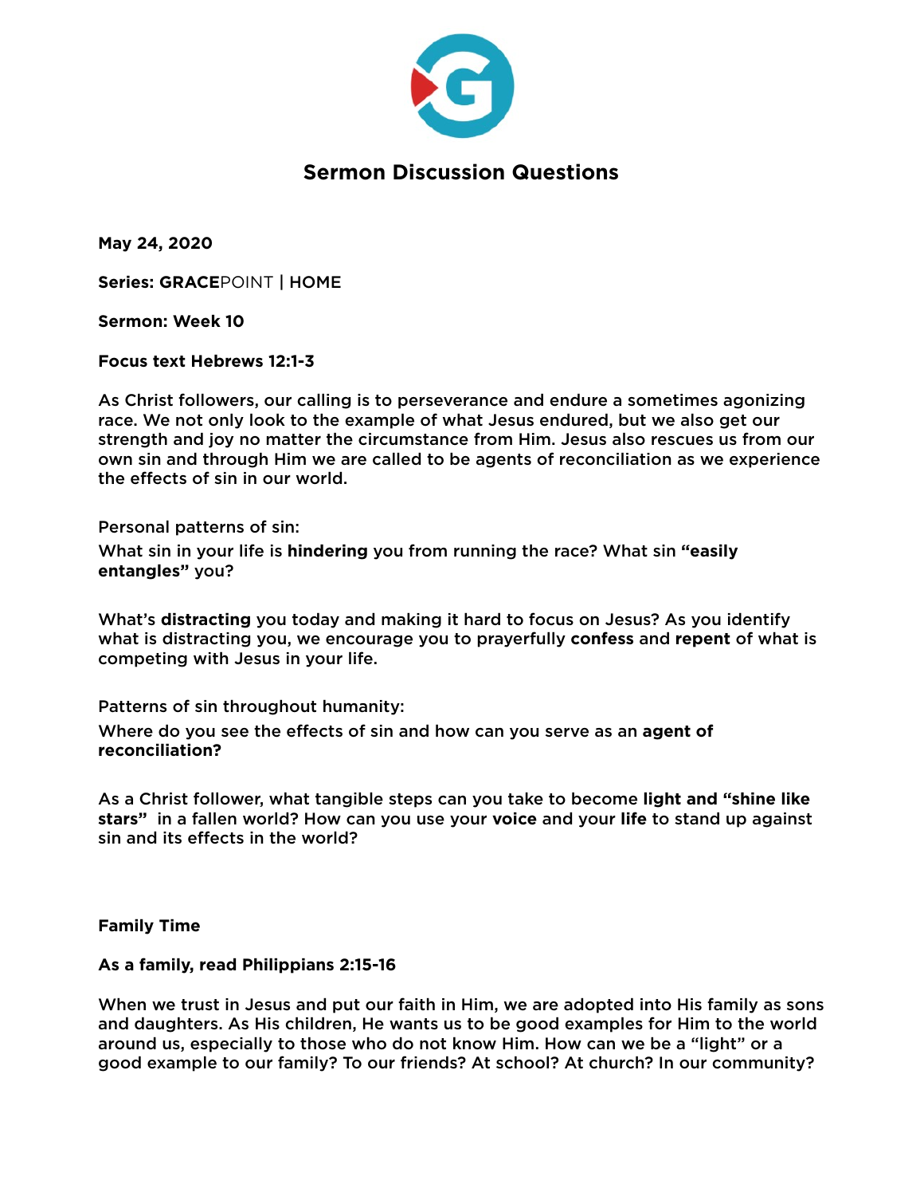# Sermon Discussion Questions

**May 24, 2020**

**Series: GRACE**POINT **| HOME**

**Sermon: Week 10**

**Focus text Hebrews 12:1-3**

As Christ followers, our calling is to perseverance and endure a sometimes agonizing race. We not only look to the example of what Jesus endured, but we also get our strength and joy no matter the circumstance from Him. Jesus also rescues us from our own sin and through Him we are called to be agents of reconciliation as we experience the effects of sin in our world.

Personal patterns of sin:

What sin in your life is **hindering** you from running the race? What sin **"easily entangles"** you?

What's **distracting** you today and making it hard to focus on Jesus? As you identify what is distracting you, we encourage you to prayerfully **confess** and **repent** of what is competing with Jesus in your life.

Patterns of sin throughout humanity:

Where do you see the effects of sin and how can you serve as an **agent of reconciliation?**

As a Christ follower, what tangible steps can you take to become **light and "shine like stars"** in a fallen world? How can you use your **voice** and your **life** to stand up against sin and its effects in the world?

**Family Time**

**As a family, read Philippians 2:15-16**

When we trust in Jesus and put our faith in Him, we are adopted into His family as sons and daughters. As His children, He wants us to be good examples for Him to the world around us, especially to those who do not know Him. How can we be a "light" or a good example to our family? To our friends? At school? At church? In our community?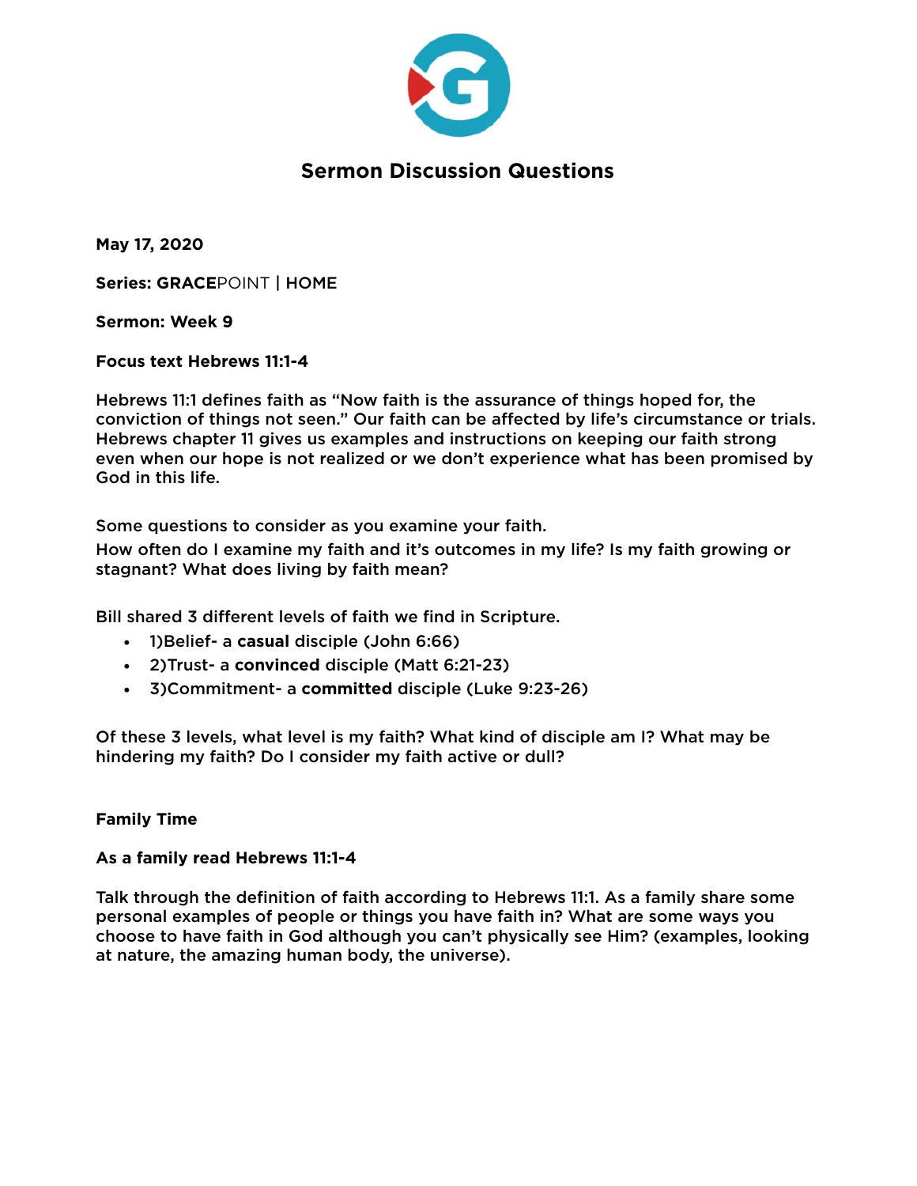# Sermon Discussion Questions

**May 17, 2020**

**Series: GRACE**POINT | **HOME**

**Sermon: Week 9**

**Focus text Hebrews 11:1-4**

Hebrews 11:1 defines faith as "Now faith is the assurance of things hoped for, the conviction of things not seen." Our faith can be affected by life's circumstance or trials. Hebrews chapter 11 gives us examples and instructions on keeping our faith strong even when our hope is not realized or we don't experience what has been promised by God in this life.

Some questions to consider as you examine your faith.
How often do I examine my faith and it's outcomes in my life? Is my faith growing or stagnant? What does living by faith mean?

Bill shared 3 different levels of faith we find in Scripture.

- 1)Belief- a **casual** disciple (John 6:66)
- 2)Trust- a **convinced** disciple (Matt 6:21-23)
- 3)Commitment- a **committed** disciple (Luke 9:23-26)

Of these 3 levels, what level is my faith? What kind of disciple am I? What may be hindering my faith? Do I consider my faith active or dull?

**Family Time**

**As a family read Hebrews 11:1-4**

Talk through the definition of faith according to Hebrews 11:1. As a family share some personal examples of people or things you have faith in? What are some ways you choose to have faith in God although you can't physically see Him? (examples, looking at nature, the amazing human body, the universe).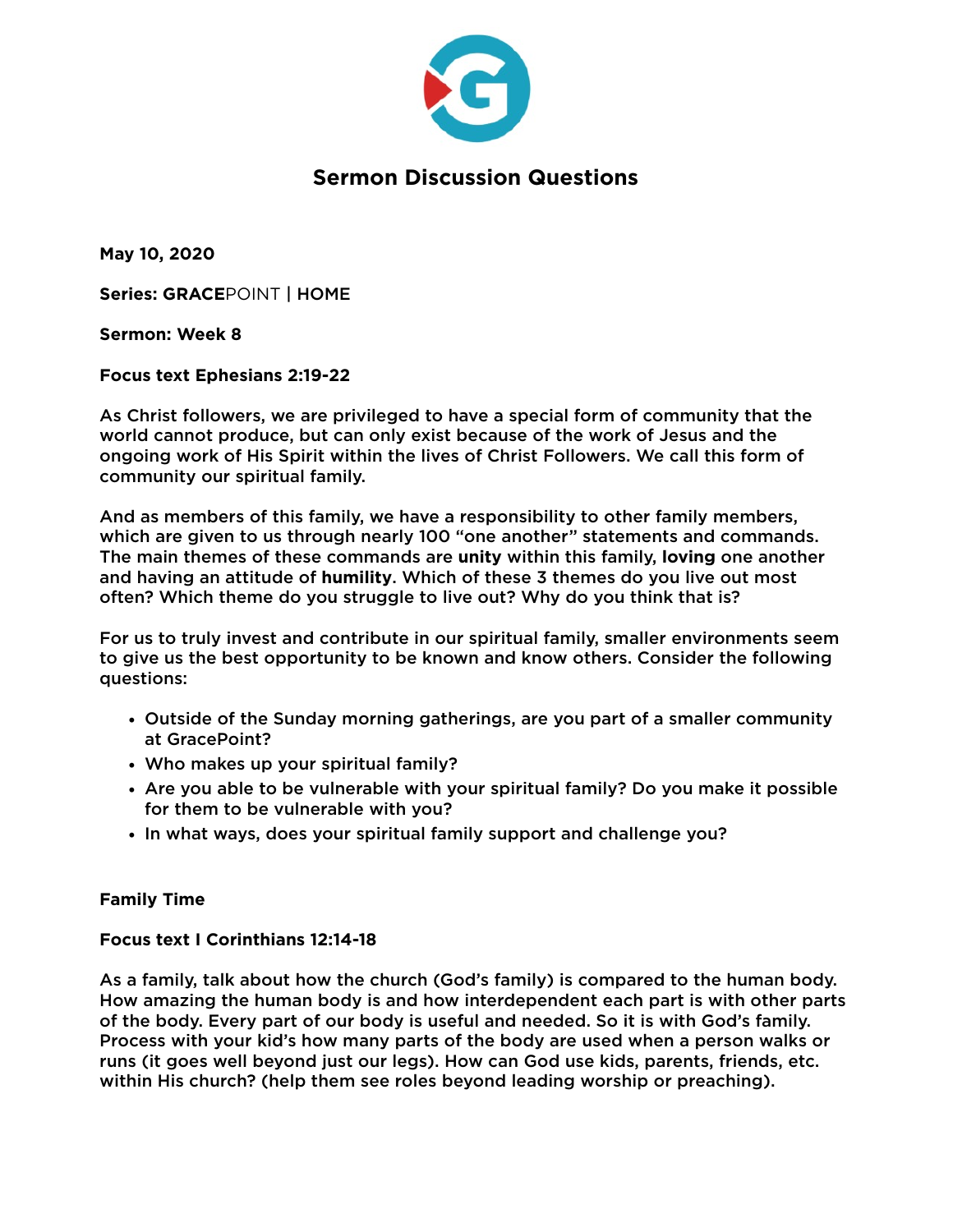# Sermon Discussion Questions

**May 10, 2020**

**Series: GRACE**POINT **| HOME**

**Sermon: Week 8**

**Focus text Ephesians 2:19-22**

As Christ followers, we are privileged to have a special form of community that the world cannot produce, but can only exist because of the work of Jesus and the ongoing work of His Spirit within the lives of Christ Followers. We call this form of community our spiritual family.

And as members of this family, we have a responsibility to other family members, which are given to us through nearly 100 "one another" statements and commands. The main themes of these commands are **unity** within this family, **loving** one another and having an attitude of **humility**. Which of these 3 themes do you live out most often? Which theme do you struggle to live out? Why do you think that is?

For us to truly invest and contribute in our spiritual family, smaller environments seem to give us the best opportunity to be known and know others. Consider the following questions:

- Outside of the Sunday morning gatherings, are you part of a smaller community at GracePoint?
- Who makes up your spiritual family?
- Are you able to be vulnerable with your spiritual family? Do you make it possible for them to be vulnerable with you?
- In what ways, does your spiritual family support and challenge you?

**Family Time**

**Focus text I Corinthians 12:14-18**

As a family, talk about how the church (God's family) is compared to the human body. How amazing the human body is and how interdependent each part is with other parts of the body. Every part of our body is useful and needed. So it is with God's family. Process with your kid's how many parts of the body are used when a person walks or runs (it goes well beyond just our legs). How can God use kids, parents, friends, etc. within His church? (help them see roles beyond leading worship or preaching).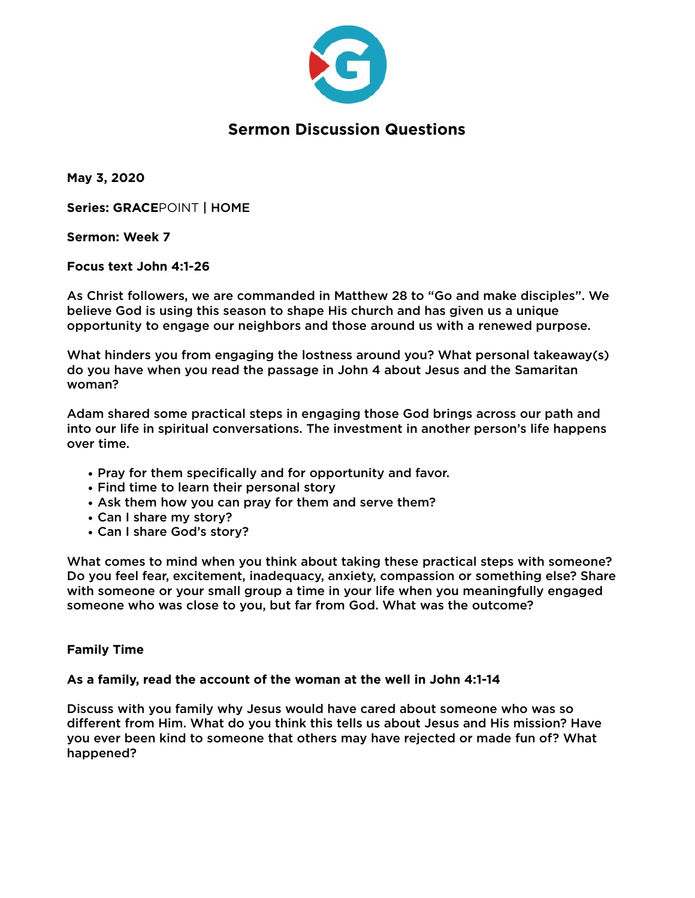# Sermon Discussion Questions

**May 3, 2020**

**Series: GRACE**POINT **| HOME**

**Sermon: Week 7**

**Focus text John 4:1-26**

As Christ followers, we are commanded in Matthew 28 to "Go and make disciples". We believe God is using this season to shape His church and has given us a unique opportunity to engage our neighbors and those around us with a renewed purpose.

What hinders you from engaging the lostness around you? What personal takeaway(s) do you have when you read the passage in John 4 about Jesus and the Samaritan woman?

Adam shared some practical steps in engaging those God brings across our path and into our life in spiritual conversations. The investment in another person's life happens over time.

- Pray for them specifically and for opportunity and favor.
- Find time to learn their personal story
- Ask them how you can pray for them and serve them?
- Can I share my story?
- Can I share God's story?

What comes to mind when you think about taking these practical steps with someone? Do you feel fear, excitement, inadequacy, anxiety, compassion or something else? Share with someone or your small group a time in your life when you meaningfully engaged someone who was close to you, but far from God. What was the outcome?

**Family Time**

**As a family, read the account of the woman at the well in John 4:1-14**

Discuss with you family why Jesus would have cared about someone who was so different from Him. What do you think this tells us about Jesus and His mission? Have you ever been kind to someone that others may have rejected or made fun of? What happened?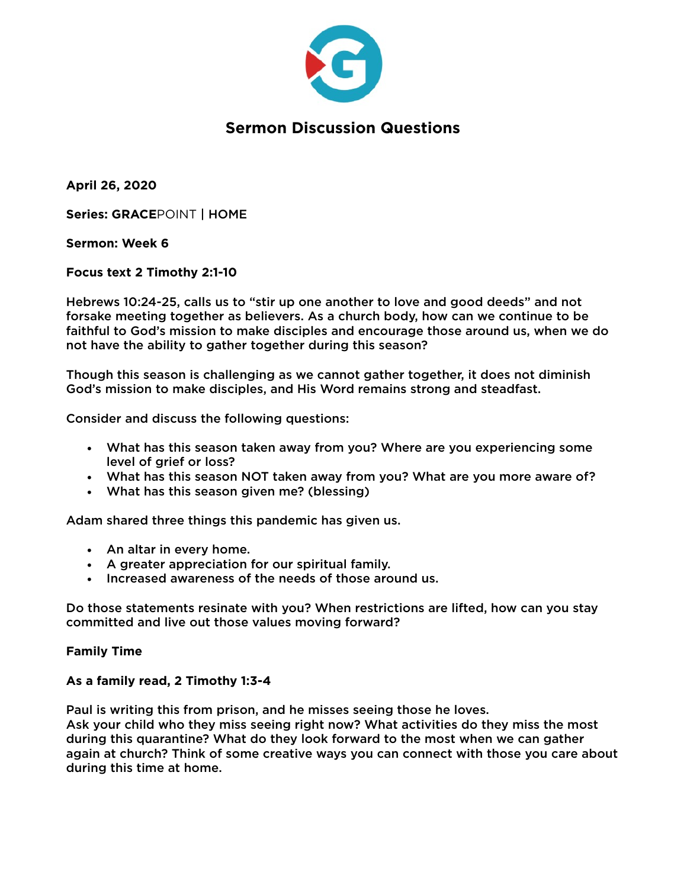# Sermon Discussion Questions

**April 26, 2020**

**Series: GRACE**POINT **| HOME**

**Sermon: Week 6**

**Focus text 2 Timothy 2:1-10**

Hebrews 10:24-25, calls us to "stir up one another to love and good deeds" and not forsake meeting together as believers. As a church body, how can we continue to be faithful to God's mission to make disciples and encourage those around us, when we do not have the ability to gather together during this season?

Though this season is challenging as we cannot gather together, it does not diminish God's mission to make disciples, and His Word remains strong and steadfast.

Consider and discuss the following questions:

- What has this season taken away from you? Where are you experiencing some level of grief or loss?
- What has this season NOT taken away from you? What are you more aware of?
- What has this season given me? (blessing)

Adam shared three things this pandemic has given us.

- An altar in every home.
- A greater appreciation for our spiritual family.
- Increased awareness of the needs of those around us.

Do those statements resinate with you? When restrictions are lifted, how can you stay committed and live out those values moving forward?

**Family Time**

**As a family read, 2 Timothy 1:3-4**

Paul is writing this from prison, and he misses seeing those he loves.
Ask your child who they miss seeing right now? What activities do they miss the most during this quarantine? What do they look forward to the most when we can gather again at church? Think of some creative ways you can connect with those you care about during this time at home.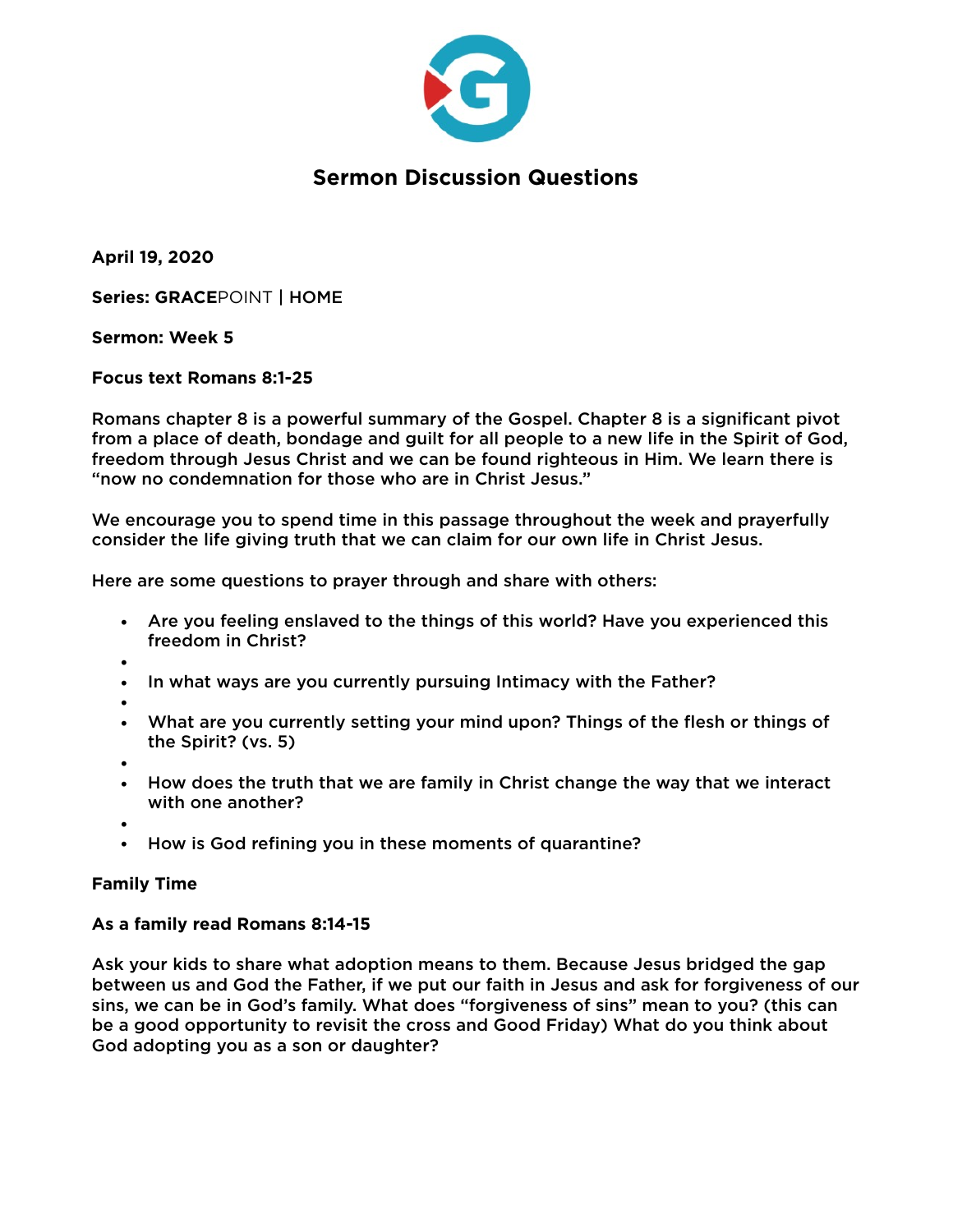# Sermon Discussion Questions

**April 19, 2020**

**Series: GRACE**POINT **| HOME**

**Sermon: Week 5**

**Focus text Romans 8:1-25**

Romans chapter 8 is a powerful summary of the Gospel. Chapter 8 is a significant pivot from a place of death, bondage and guilt for all people to a new life in the Spirit of God, freedom through Jesus Christ and we can be found righteous in Him. We learn there is "now no condemnation for those who are in Christ Jesus."

We encourage you to spend time in this passage throughout the week and prayerfully consider the life giving truth that we can claim for our own life in Christ Jesus.

Here are some questions to prayer through and share with others:

- Are you feeling enslaved to the things of this world? Have you experienced this freedom in Christ?
- In what ways are you currently pursuing Intimacy with the Father?
- What are you currently setting your mind upon? Things of the flesh or things of the Spirit? (vs. 5)
- How does the truth that we are family in Christ change the way that we interact with one another?
- How is God refining you in these moments of quarantine?

**Family Time**

**As a family read Romans 8:14-15**

Ask your kids to share what adoption means to them. Because Jesus bridged the gap between us and God the Father, if we put our faith in Jesus and ask for forgiveness of our sins, we can be in God's family. What does "forgiveness of sins" mean to you? (this can be a good opportunity to revisit the cross and Good Friday) What do you think about God adopting you as a son or daughter?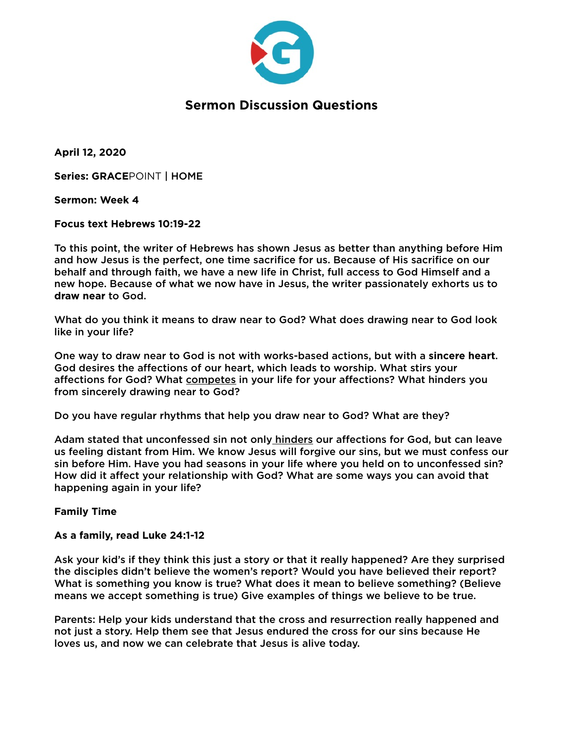# Sermon Discussion Questions

**April 12, 2020**

**Series: GRACE**POINT **| HOME**

**Sermon: Week 4**

**Focus text Hebrews 10:19-22**

To this point, the writer of Hebrews has shown Jesus as better than anything before Him and how Jesus is the perfect, one time sacrifice for us. Because of His sacrifice on our behalf and through faith, we have a new life in Christ, full access to God Himself and a new hope. Because of what we now have in Jesus, the writer passionately exhorts us to **draw near** to God.

What do you think it means to draw near to God? What does drawing near to God look like in your life?

One way to draw near to God is not with works-based actions, but with a **sincere heart**. God desires the affections of our heart, which leads to worship. What stirs your affections for God? What <u>competes</u> in your life for your affections? What hinders you from sincerely drawing near to God?

Do you have regular rhythms that help you draw near to God? What are they?

Adam stated that unconfessed sin not only <u>hinders</u> our affections for God, but can leave us feeling distant from Him. We know Jesus will forgive our sins, but we must confess our sin before Him. Have you had seasons in your life where you held on to unconfessed sin? How did it affect your relationship with God? What are some ways you can avoid that happening again in your life?

**Family Time**

**As a family, read Luke 24:1-12**

Ask your kid's if they think this just a story or that it really happened? Are they surprised the disciples didn't believe the women's report? Would you have believed their report? What is something you know is true? What does it mean to believe something? (Believe means we accept something is true) Give examples of things we believe to be true.

Parents: Help your kids understand that the cross and resurrection really happened and not just a story. Help them see that Jesus endured the cross for our sins because He loves us, and now we can celebrate that Jesus is alive today.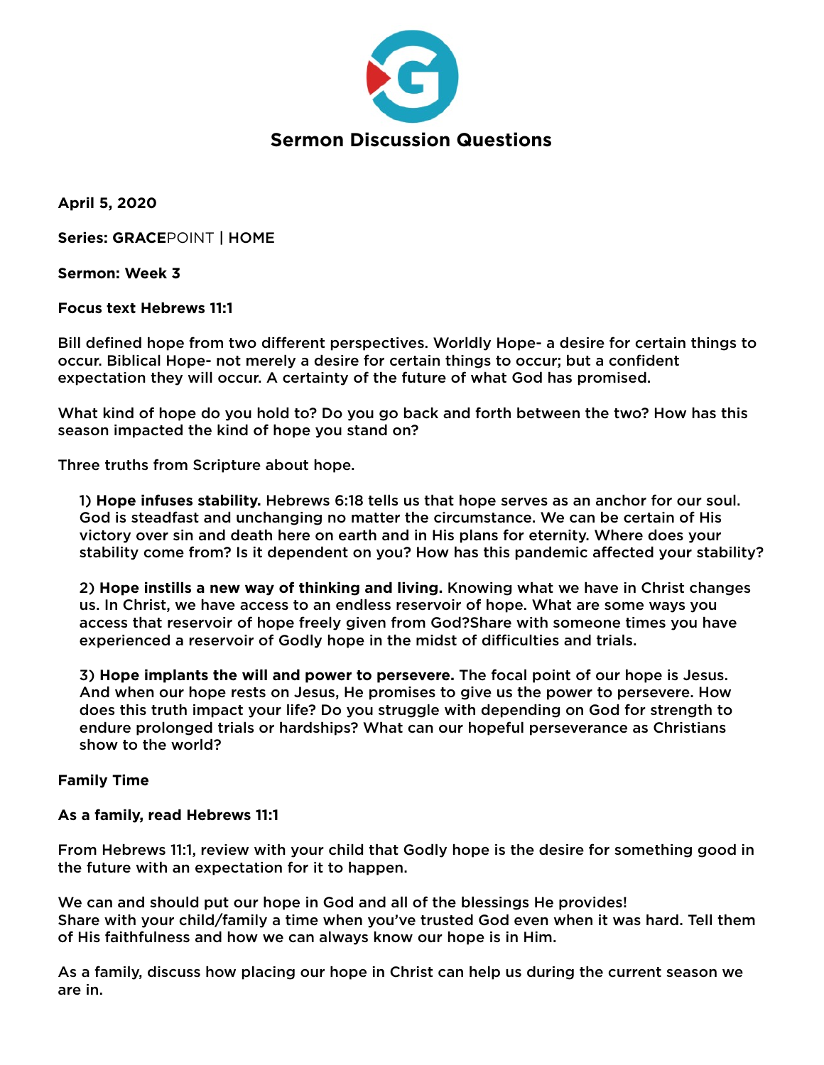# Sermon Discussion Questions

**April 5, 2020**

**Series: GRACE**POINT **| HOME**

**Sermon: Week 3**

**Focus text Hebrews 11:1**

Bill defined hope from two different perspectives. Worldly Hope- a desire for certain things to occur. Biblical Hope- not merely a desire for certain things to occur; but a confident expectation they will occur. A certainty of the future of what God has promised.

What kind of hope do you hold to? Do you go back and forth between the two? How has this season impacted the kind of hope you stand on?

Three truths from Scripture about hope.

1) **Hope infuses stability.** Hebrews 6:18 tells us that hope serves as an anchor for our soul. God is steadfast and unchanging no matter the circumstance. We can be certain of His victory over sin and death here on earth and in His plans for eternity. Where does your stability come from? Is it dependent on you? How has this pandemic affected your stability?

2) **Hope instills a new way of thinking and living.** Knowing what we have in Christ changes us. In Christ, we have access to an endless reservoir of hope. What are some ways you access that reservoir of hope freely given from God?Share with someone times you have experienced a reservoir of Godly hope in the midst of difficulties and trials.

3) **Hope implants the will and power to persevere.** The focal point of our hope is Jesus. And when our hope rests on Jesus, He promises to give us the power to persevere. How does this truth impact your life? Do you struggle with depending on God for strength to endure prolonged trials or hardships? What can our hopeful perseverance as Christians show to the world?

**Family Time**

**As a family, read Hebrews 11:1**

From Hebrews 11:1, review with your child that Godly hope is the desire for something good in the future with an expectation for it to happen.

We can and should put our hope in God and all of the blessings He provides!
Share with your child/family a time when you've trusted God even when it was hard. Tell them of His faithfulness and how we can always know our hope is in Him.

As a family, discuss how placing our hope in Christ can help us during the current season we are in.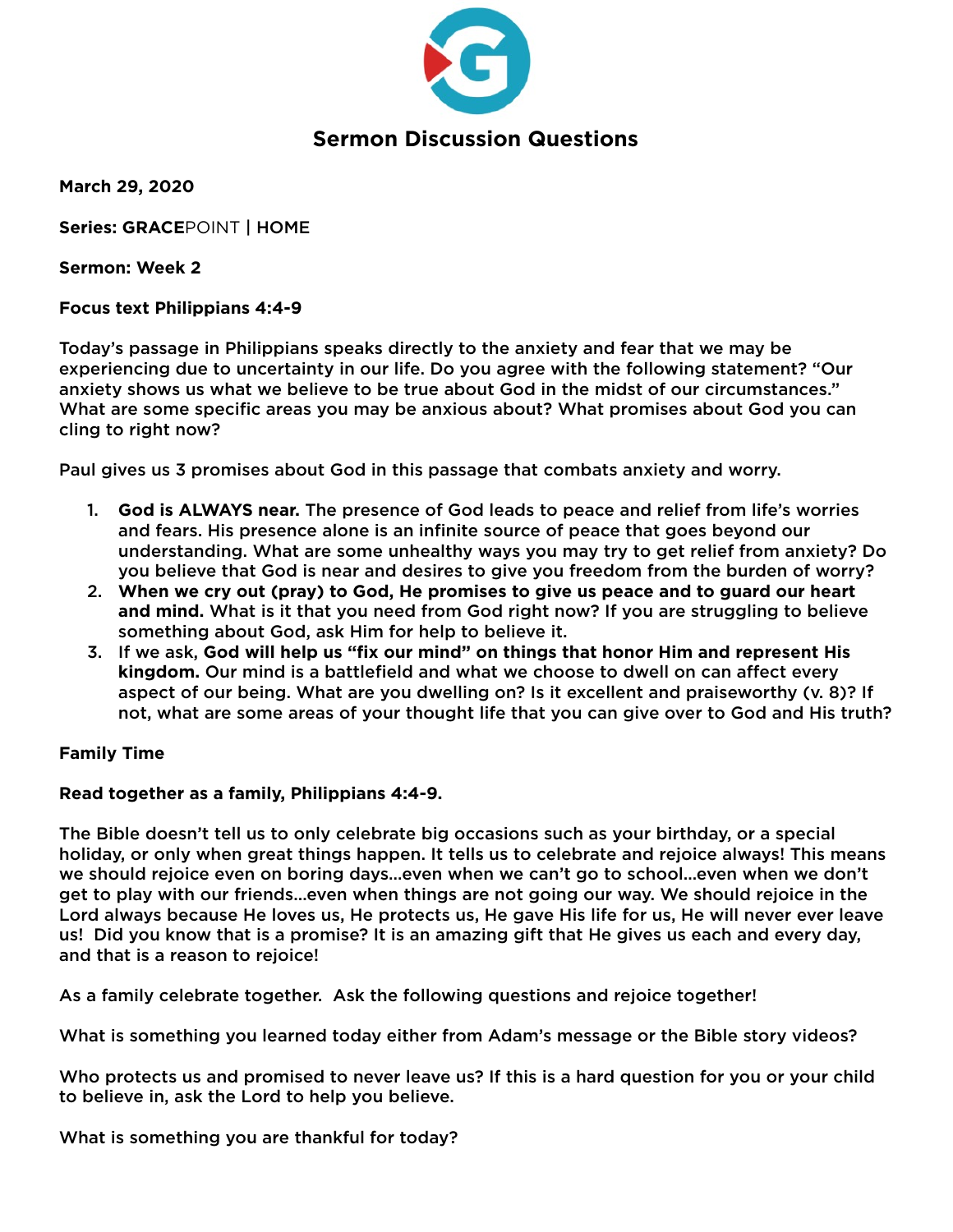# Sermon Discussion Questions

**March 29, 2020**

**Series: GRACE**POINT | **HOME**

**Sermon: Week 2**

**Focus text Philippians 4:4-9**

Today's passage in Philippians speaks directly to the anxiety and fear that we may be experiencing due to uncertainty in our life. Do you agree with the following statement? "Our anxiety shows us what we believe to be true about God in the midst of our circumstances." What are some specific areas you may be anxious about? What promises about God you can cling to right now?

Paul gives us 3 promises about God in this passage that combats anxiety and worry.

1. **God is ALWAYS near.** The presence of God leads to peace and relief from life's worries and fears. His presence alone is an infinite source of peace that goes beyond our understanding. What are some unhealthy ways you may try to get relief from anxiety? Do you believe that God is near and desires to give you freedom from the burden of worry?
2. **When we cry out (pray) to God, He promises to give us peace and to guard our heart and mind.** What is it that you need from God right now? If you are struggling to believe something about God, ask Him for help to believe it.
3. If we ask, **God will help us "fix our mind" on things that honor Him and represent His kingdom.** Our mind is a battlefield and what we choose to dwell on can affect every aspect of our being. What are you dwelling on? Is it excellent and praiseworthy (v. 8)? If not, what are some areas of your thought life that you can give over to God and His truth?

**Family Time**

**Read together as a family, Philippians 4:4-9.**

The Bible doesn't tell us to only celebrate big occasions such as your birthday, or a special holiday, or only when great things happen. It tells us to celebrate and rejoice always! This means we should rejoice even on boring days…even when we can't go to school…even when we don't get to play with our friends…even when things are not going our way. We should rejoice in the Lord always because He loves us, He protects us, He gave His life for us, He will never ever leave us! Did you know that is a promise? It is an amazing gift that He gives us each and every day, and that is a reason to rejoice!

As a family celebrate together. Ask the following questions and rejoice together!

What is something you learned today either from Adam's message or the Bible story videos?

Who protects us and promised to never leave us? If this is a hard question for you or your child to believe in, ask the Lord to help you believe.

What is something you are thankful for today?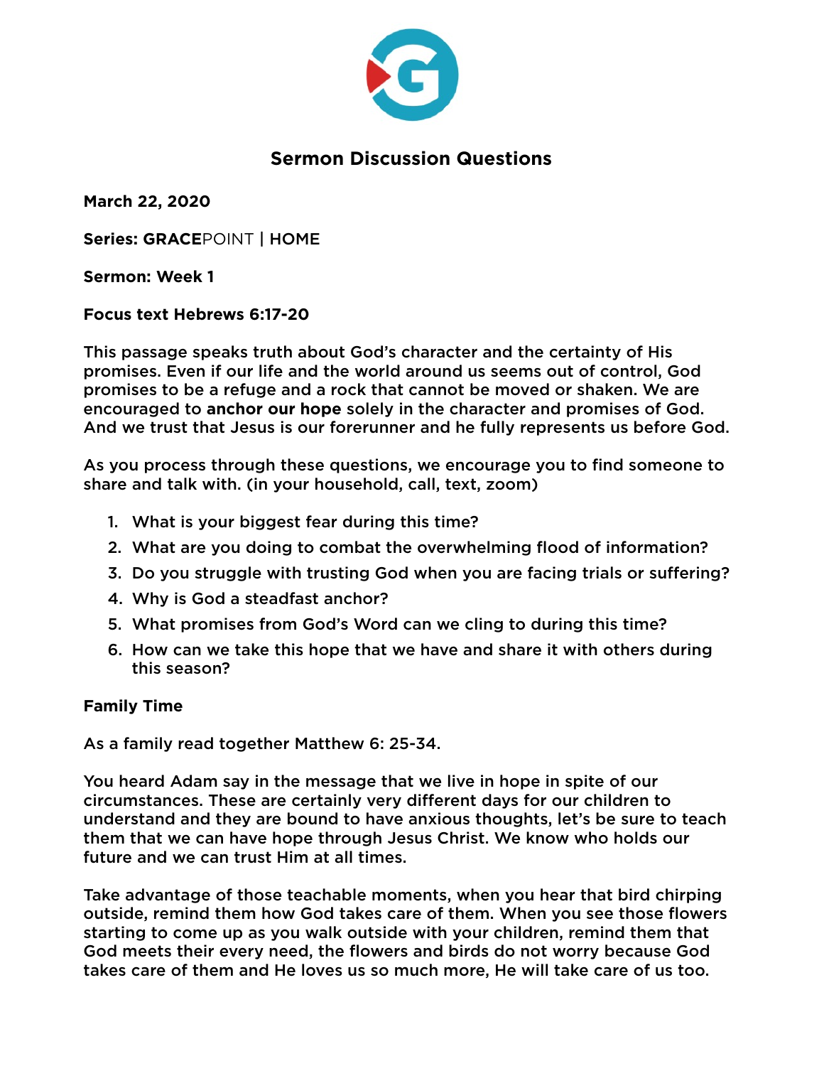## Sermon Discussion Questions

**March 22, 2020**

**Series: GRACE**POINT **| HOME**

**Sermon: Week 1**

**Focus text Hebrews 6:17-20**

This passage speaks truth about God's character and the certainty of His promises. Even if our life and the world around us seems out of control, God promises to be a refuge and a rock that cannot be moved or shaken. We are encouraged to **anchor our hope** solely in the character and promises of God. And we trust that Jesus is our forerunner and he fully represents us before God.

As you process through these questions, we encourage you to find someone to share and talk with. (in your household, call, text, zoom)

1. What is your biggest fear during this time?
2. What are you doing to combat the overwhelming flood of information?
3. Do you struggle with trusting God when you are facing trials or suffering?
4. Why is God a steadfast anchor?
5. What promises from God's Word can we cling to during this time?
6. How can we take this hope that we have and share it with others during this season?

**Family Time**

As a family read together Matthew 6: 25-34.

You heard Adam say in the message that we live in hope in spite of our circumstances. These are certainly very different days for our children to understand and they are bound to have anxious thoughts, let's be sure to teach them that we can have hope through Jesus Christ. We know who holds our future and we can trust Him at all times.

Take advantage of those teachable moments, when you hear that bird chirping outside, remind them how God takes care of them. When you see those flowers starting to come up as you walk outside with your children, remind them that God meets their every need, the flowers and birds do not worry because God takes care of them and He loves us so much more, He will take care of us too.